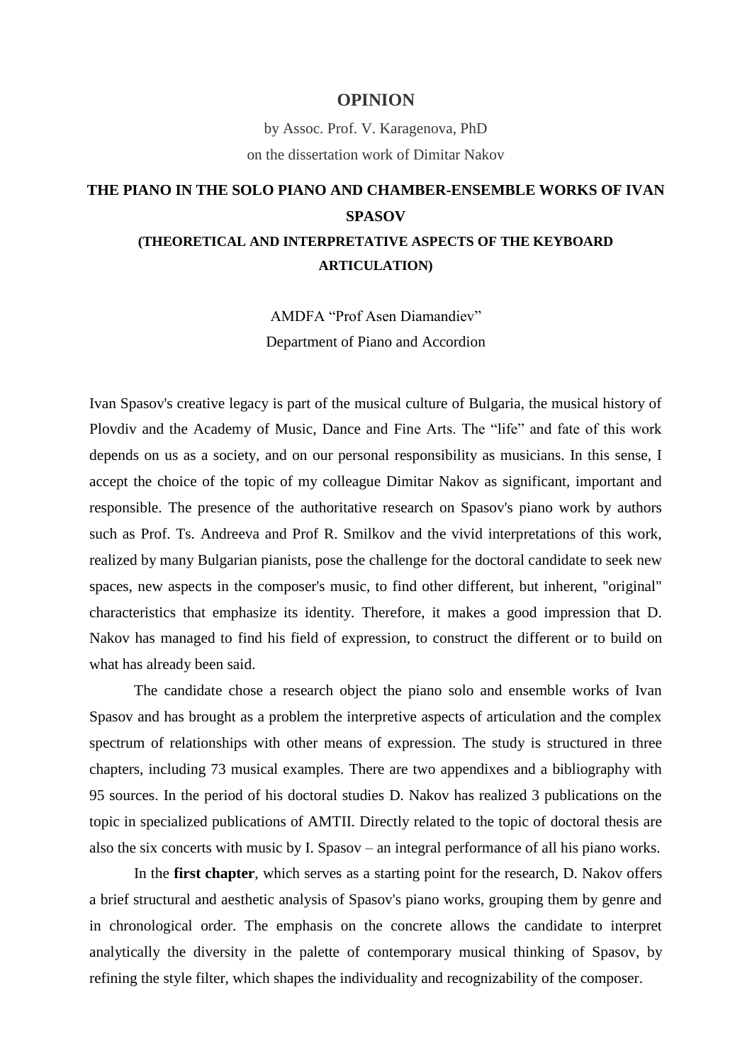# OPINION

by Assoc. Prof. V. Karagenova, PhD

on the dissertation work of Dimitar Nakov

## THE PIANO IN THE SOLO PIANO AND CHAMBER-ENSEMBLE WORKS OF IVAN SPASOV

### (THEORETICAL AND INTERPRETATIVE ASPECTS OF THE KEYBOARD ARTICULATION)

AMDFA "Prof Asen Diamandiev"

Department of Piano and Accordion

Ivan Spasov's creative legacy is part of the musical culture of Bulgaria, the musical history of Plovdiv and the Academy of Music, Dance and Fine Arts. The "life" and fate of this work depends on us as a society, and on our personal responsibility as musicians. In this sense, I accept the choice of the topic of my colleague Dimitar Nakov as significant, important and responsible. The presence of the authoritative research on Spasov's piano work by authors such as Prof. Ts. Andreeva and Prof R. Smilkov and the vivid interpretations of this work, realized by many Bulgarian pianists, pose the challenge for the doctoral candidate to seek new spaces, new aspects in the composer's music, to find other different, but inherent, "original" characteristics that emphasize its identity. Therefore, it makes a good impression that D. Nakov has managed to find his field of expression, to construct the different or to build on what has already been said.

The candidate chose a research object the piano solo and ensemble works of Ivan Spasov and has brought as a problem the interpretive aspects of articulation and the complex spectrum of relationships with other means of expression. The study is structured in three chapters, including 73 musical examples. There are two appendixes and a bibliography with 95 sources. In the period of his doctoral studies D. Nakov has realized 3 publications on the topic in specialized publications of AMTII. Directly related to the topic of doctoral thesis are also the six concerts with music by I. Spasov – an integral performance of all his piano works.

In the **first chapter**, which serves as a starting point for the research, D. Nakov offers a brief structural and aesthetic analysis of Spasov's piano works, grouping them by genre and in chronological order. The emphasis on the concrete allows the candidate to interpret analytically the diversity in the palette of contemporary musical thinking of Spasov, by refining the style filter, which shapes the individuality and recognizability of the composer.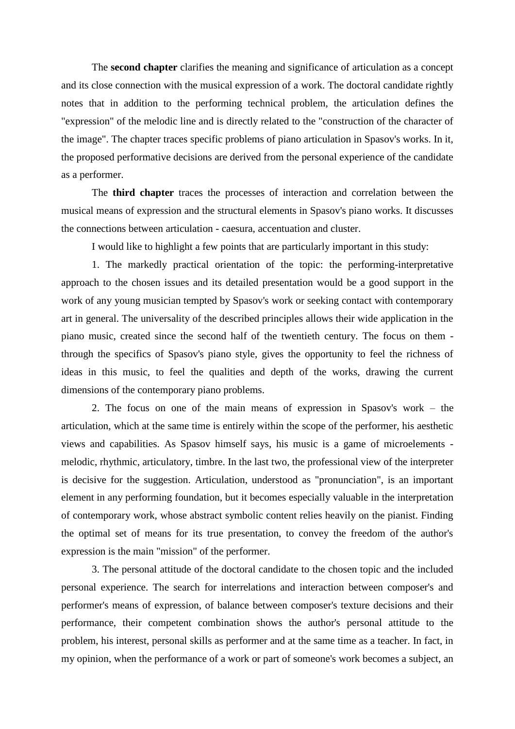The **second chapter** clarifies the meaning and significance of articulation as a concept and its close connection with the musical expression of a work. The doctoral candidate rightly notes that in addition to the performing technical problem, the articulation defines the "expression" of the melodic line and is directly related to the "construction of the character of the image". The chapter traces specific problems of piano articulation in Spasov's works. In it, the proposed performative decisions are derived from the personal experience of the candidate as a performer.

The **third chapter** traces the processes of interaction and correlation between the musical means of expression and the structural elements in Spasov's piano works. It discusses the connections between articulation - caesura, accentuation and cluster.

I would like to highlight a few points that are particularly important in this study:

1. The markedly practical orientation of the topic: the performing-interpretative approach to the chosen issues and its detailed presentation would be a good support in the work of any young musician tempted by Spasov's work or seeking contact with contemporary art in general. The universality of the described principles allows their wide application in the piano music, created since the second half of the twentieth century. The focus on them - through the specifics of Spasov's piano style, gives the opportunity to feel the richness of ideas in this music, to feel the qualities and depth of the works, drawing the current dimensions of the contemporary piano problems.

2. The focus on one of the main means of expression in Spasov's work – the articulation, which at the same time is entirely within the scope of the performer, his aesthetic views and capabilities. As Spasov himself says, his music is a game of microelements - melodic, rhythmic, articulatory, timbre. In the last two, the professional view of the interpreter is decisive for the suggestion. Articulation, understood as "pronunciation", is an important element in any performing foundation, but it becomes especially valuable in the interpretation of contemporary work, whose abstract symbolic content relies heavily on the pianist. Finding the optimal set of means for its true presentation, to convey the freedom of the author's expression is the main "mission" of the performer.

3. The personal attitude of the doctoral candidate to the chosen topic and the included personal experience. The search for interrelations and interaction between composer's and performer's means of expression, of balance between composer's texture decisions and their performance, their competent combination shows the author's personal attitude to the problem, his interest, personal skills as performer and at the same time as a teacher. In fact, in my opinion, when the performance of a work or part of someone's work becomes a subject, an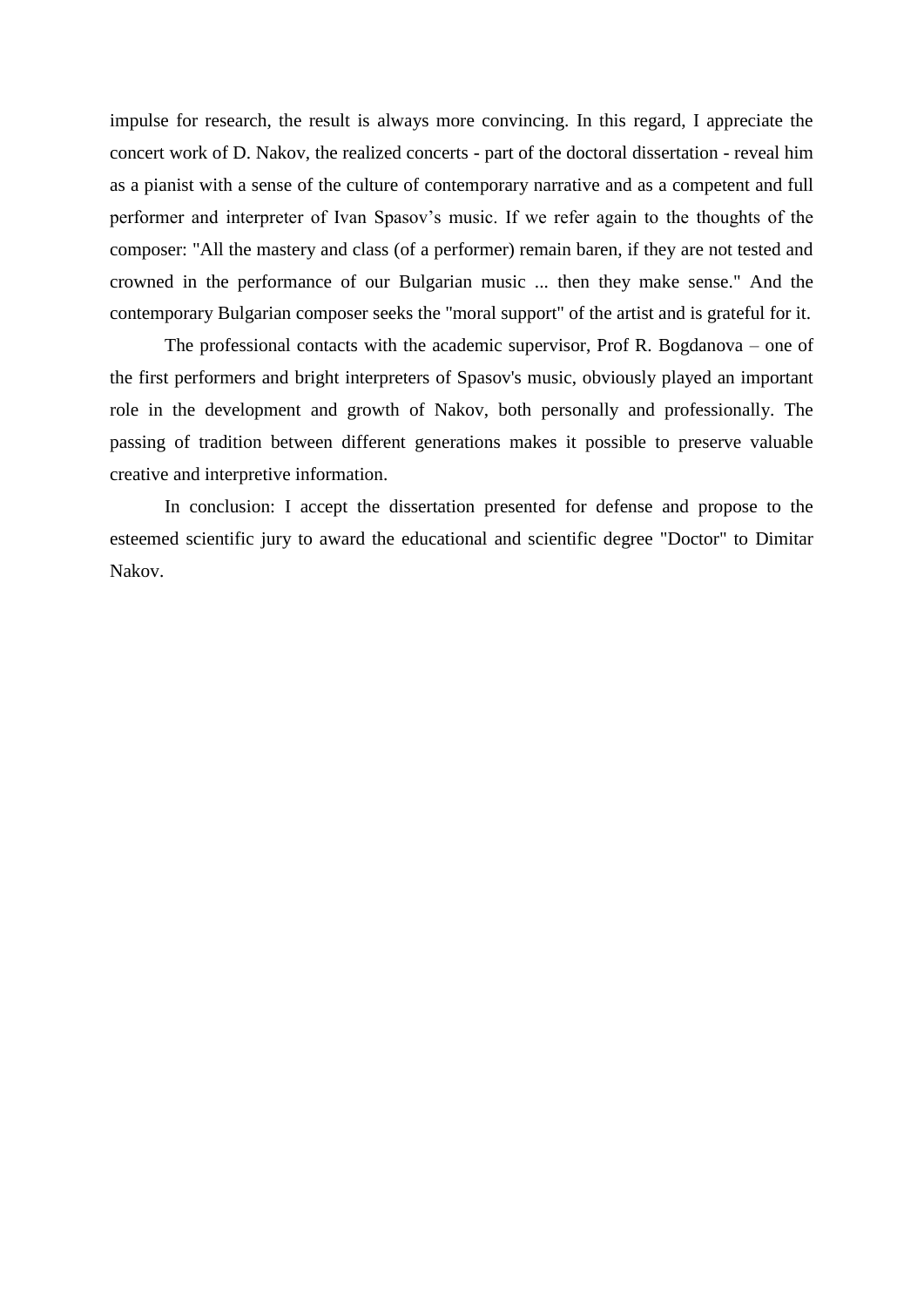impulse for research, the result is always more convincing. In this regard, I appreciate the concert work of D. Nakov, the realized concerts - part of the doctoral dissertation - reveal him as a pianist with a sense of the culture of contemporary narrative and as a competent and full performer and interpreter of Ivan Spasov's music. If we refer again to the thoughts of the composer: "All the mastery and class (of a performer) remain baren, if they are not tested and crowned in the performance of our Bulgarian music ... then they make sense." And the contemporary Bulgarian composer seeks the "moral support" of the artist and is grateful for it.

The professional contacts with the academic supervisor, Prof R. Bogdanova – one of the first performers and bright interpreters of Spasov's music, obviously played an important role in the development and growth of Nakov, both personally and professionally. The passing of tradition between different generations makes it possible to preserve valuable creative and interpretive information.

In conclusion: I accept the dissertation presented for defense and propose to the esteemed scientific jury to award the educational and scientific degree "Doctor" to Dimitar Nakov.